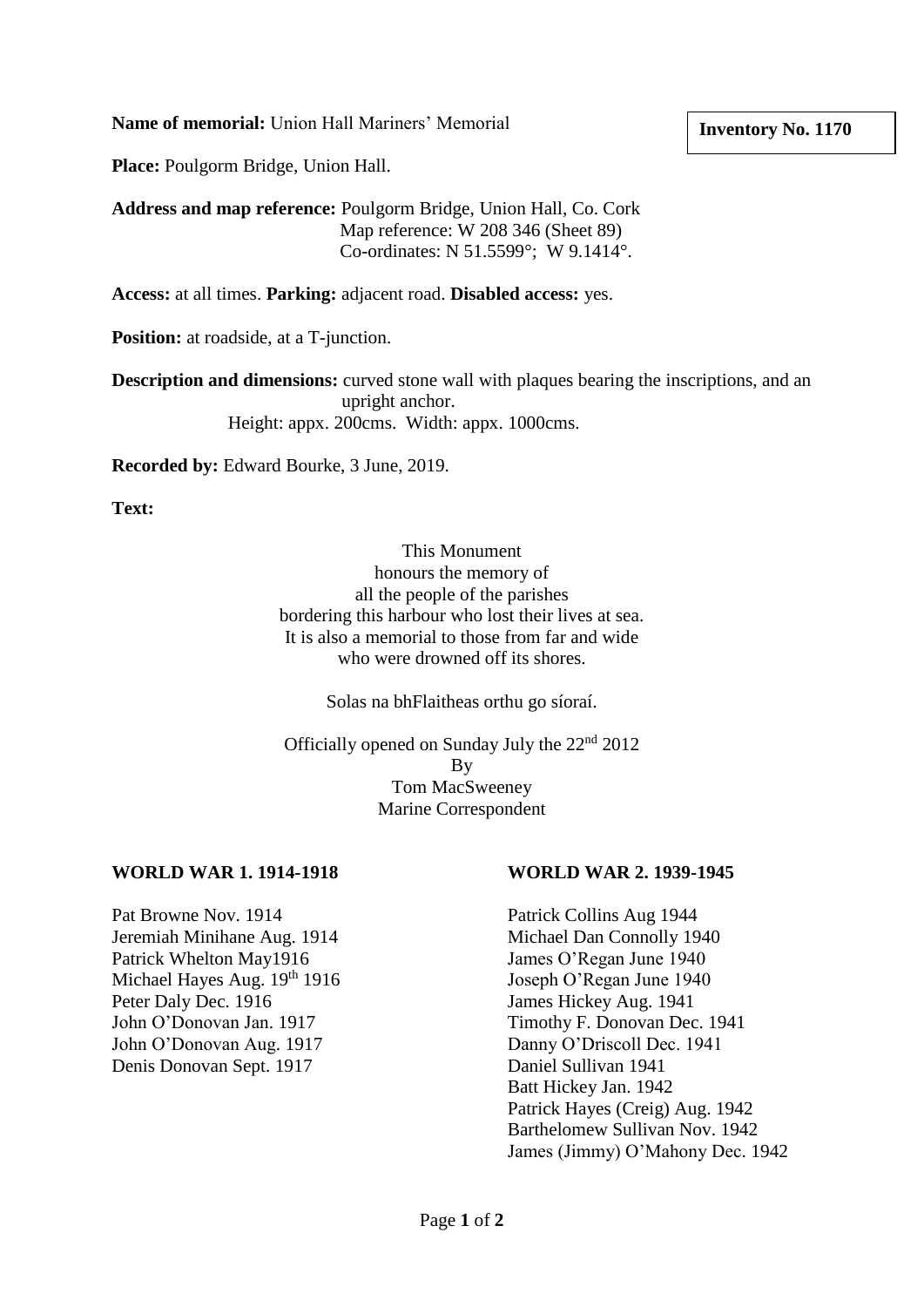**Name of memorial:** Union Hall Mariners' Memorial

**Inventory No. 1170**

**Place:** Poulgorm Bridge, Union Hall.

**Address and map reference:** Poulgorm Bridge, Union Hall, Co. Cork
Map reference: W 208 346 (Sheet 89)
Co-ordinates: N 51.5599°; W 9.1414°.

**Access:** at all times. **Parking:** adjacent road. **Disabled access:** yes.

**Position:** at roadside, at a T-junction.

**Description and dimensions:** curved stone wall with plaques bearing the inscriptions, and an upright anchor.
Height: appx. 200cms. Width: appx. 1000cms.

**Recorded by:** Edward Bourke, 3 June, 2019.

**Text:**

This Monument
honours the memory of
all the people of the parishes
bordering this harbour who lost their lives at sea.
It is also a memorial to those from far and wide
who were drowned off its shores.

Solas na bhFlaitheas orthu go síoraí.

Officially opened on Sunday July the 22nd 2012
By
Tom MacSweeney
Marine Correspondent

**WORLD WAR 1. 1914-1918**

Pat Browne Nov. 1914
Jeremiah Minihane Aug. 1914
Patrick Whelton May1916
Michael Hayes Aug. 19th 1916
Peter Daly Dec. 1916
John O'Donovan Jan. 1917
John O'Donovan Aug. 1917
Denis Donovan Sept. 1917

**WORLD WAR 2. 1939-1945**

Patrick Collins Aug 1944
Michael Dan Connolly 1940
James O'Regan June 1940
Joseph O'Regan June 1940
James Hickey Aug. 1941
Timothy F. Donovan Dec. 1941
Danny O'Driscoll Dec. 1941
Daniel Sullivan 1941
Batt Hickey Jan. 1942
Patrick Hayes (Creig) Aug. 1942
Barthelomew Sullivan Nov. 1942
James (Jimmy) O'Mahony Dec. 1942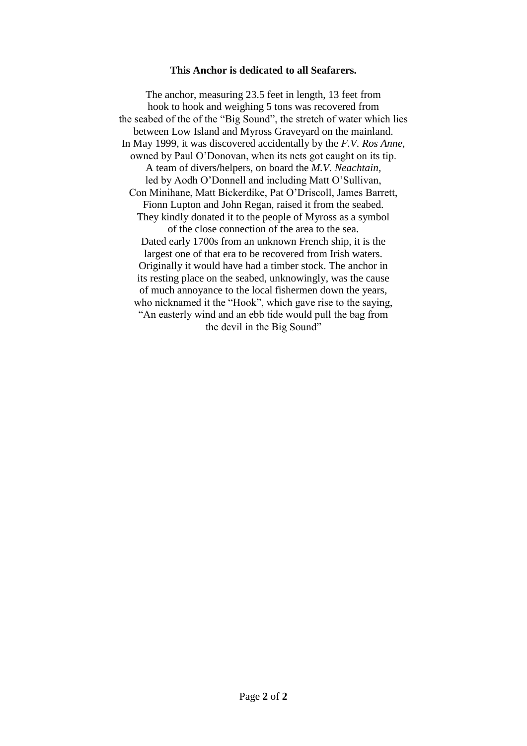**This Anchor is dedicated to all Seafarers.**

The anchor, measuring 23.5 feet in length, 13 feet from hook to hook and weighing 5 tons was recovered from the seabed of the of the "Big Sound", the stretch of water which lies between Low Island and Myross Graveyard on the mainland. In May 1999, it was discovered accidentally by the *F.V. Ros Anne*, owned by Paul O'Donovan, when its nets got caught on its tip. A team of divers/helpers, on board the *M.V. Neachtain*, led by Aodh O'Donnell and including Matt O'Sullivan, Con Minihane, Matt Bickerdike, Pat O'Driscoll, James Barrett, Fionn Lupton and John Regan, raised it from the seabed. They kindly donated it to the people of Myross as a symbol of the close connection of the area to the sea. Dated early 1700s from an unknown French ship, it is the largest one of that era to be recovered from Irish waters. Originally it would have had a timber stock. The anchor in its resting place on the seabed, unknowingly, was the cause of much annoyance to the local fishermen down the years, who nicknamed it the "Hook", which gave rise to the saying, "An easterly wind and an ebb tide would pull the bag from the devil in the Big Sound"